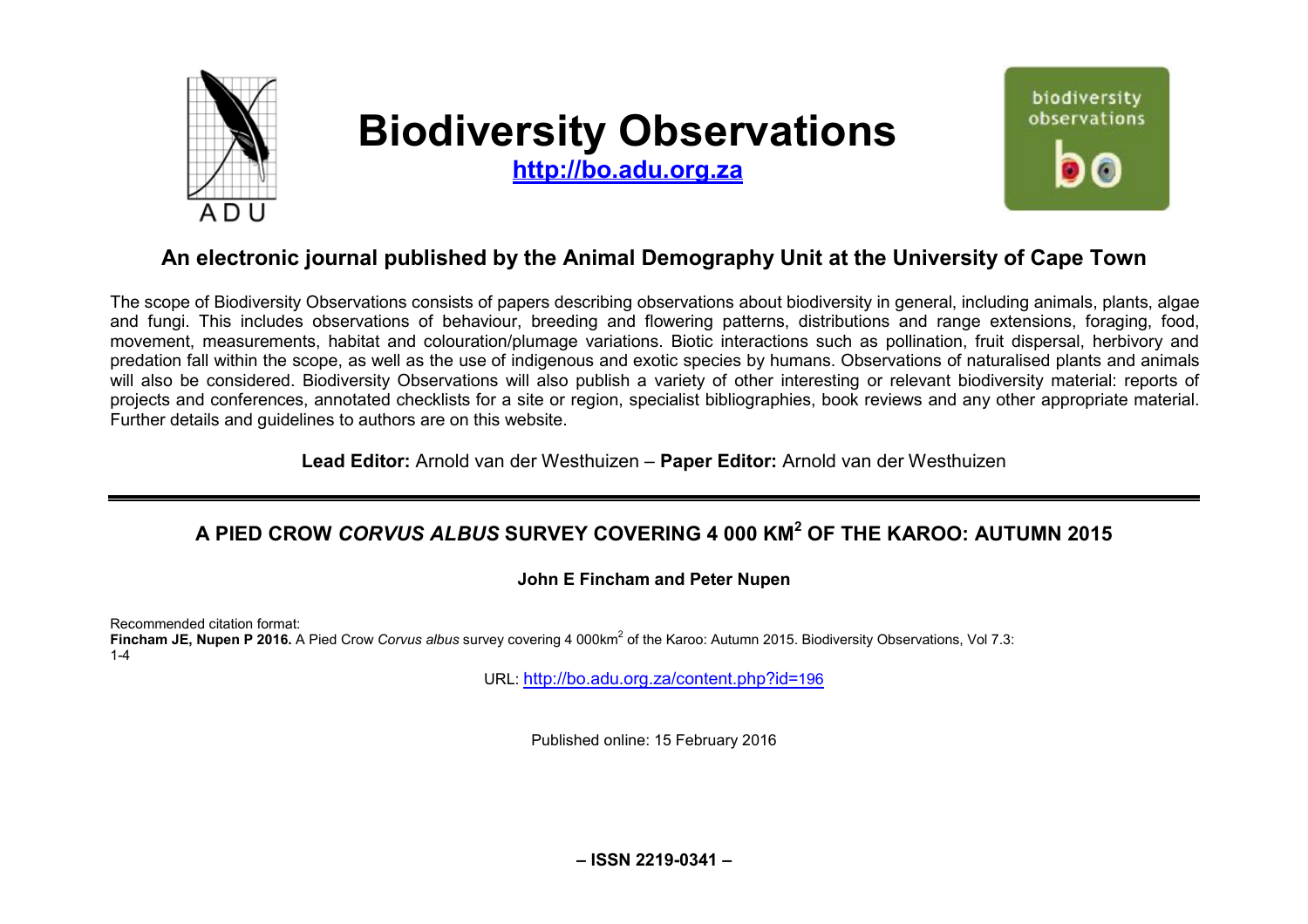# Biodiversity Observations

http://bo.adu.org.za

## An electronic journal published by the Animal Demography Unit at the University of Cape Town

The scope of Biodiversity Observations consists of papers describing observations about biodiversity in general, including animals, plants, algae and fungi. This includes observations of behaviour, breeding and flowering patterns, distributions and range extensions, foraging, food, movement, measurements, habitat and colouration/plumage variations. Biotic interactions such as pollination, fruit dispersal, herbivory and predation fall within the scope, as well as the use of indigenous and exotic species by humans. Observations of naturalised plants and animals will also be considered. Biodiversity Observations will also publish a variety of other interesting or relevant biodiversity material: reports of projects and conferences, annotated checklists for a site or region, specialist bibliographies, book reviews and any other appropriate material. Further details and guidelines to authors are on this website.

**Lead Editor:** Arnold van der Westhuizen – **Paper Editor:** Arnold van der Westhuizen

---

# A PIED CROW *CORVUS ALBUS* SURVEY COVERING 4 000 KM$^2$ OF THE KAROO: AUTUMN 2015

**John E Fincham and Peter Nupen**

Recommended citation format:
**Fincham JE, Nupen P 2016.** A Pied Crow *Corvus albus* survey covering 4 000km$^2$ of the Karoo: Autumn 2015. Biodiversity Observations, Vol 7.3: 1-4

URL: http://bo.adu.org.za/content.php?id=196

Published online: 15 February 2016

**– ISSN 2219-0341 –**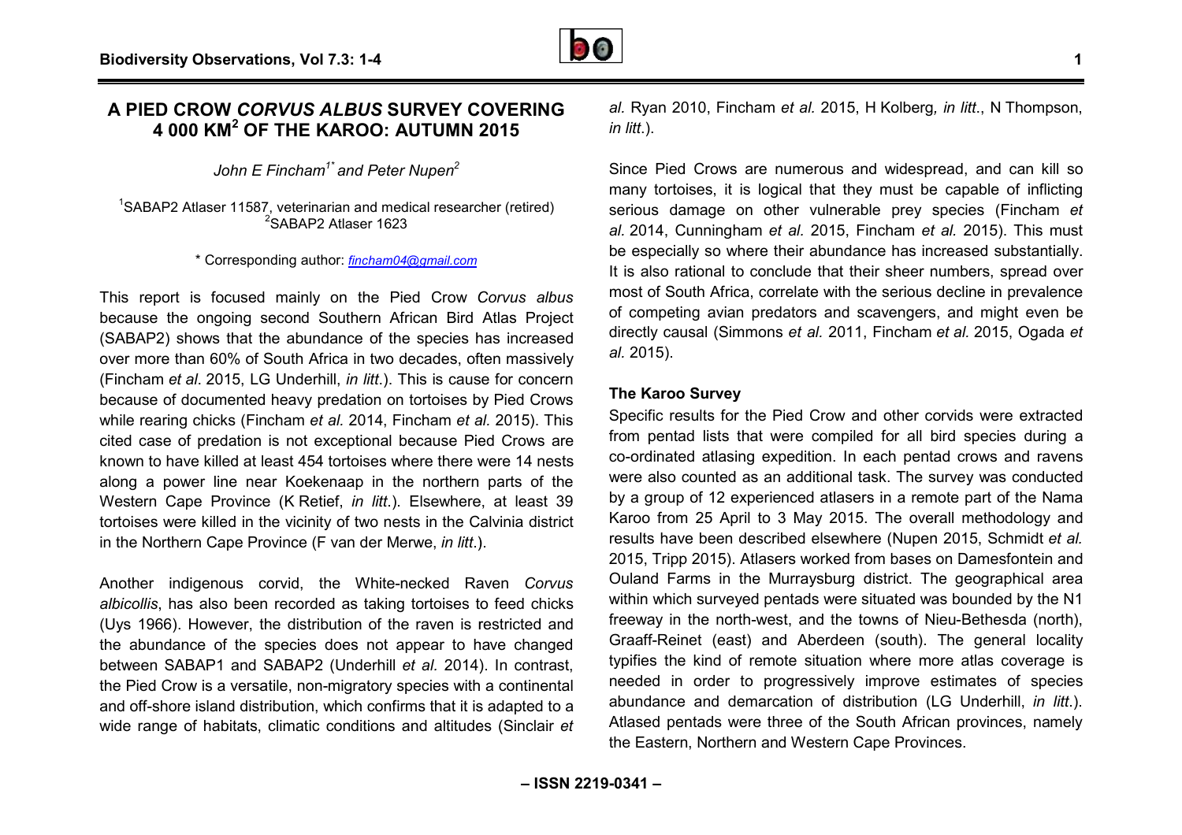# A PIED CROW *CORVUS ALBUS* SURVEY COVERING 4 000 KM$^2$ OF THE KAROO: AUTUMN 2015

*John E Fincham[1*] and Peter Nupen[2]*

[1]SABAP2 Atlaser 11587, veterinarian and medical researcher (retired)
[2]SABAP2 Atlaser 1623

\* Corresponding author: *fincham04@gmail.com*

This report is focused mainly on the Pied Crow *Corvus albus* because the ongoing second Southern African Bird Atlas Project (SABAP2) shows that the abundance of the species has increased over more than 60% of South Africa in two decades, often massively (Fincham *et al*. 2015, LG Underhill, *in litt*.). This is cause for concern because of documented heavy predation on tortoises by Pied Crows while rearing chicks (Fincham *et al.* 2014, Fincham *et al.* 2015). This cited case of predation is not exceptional because Pied Crows are known to have killed at least 454 tortoises where there were 14 nests along a power line near Koekenaap in the northern parts of the Western Cape Province (K Retief, *in litt*.). Elsewhere, at least 39 tortoises were killed in the vicinity of two nests in the Calvinia district in the Northern Cape Province (F van der Merwe, *in litt*.).

Another indigenous corvid, the White-necked Raven *Corvus albicollis*, has also been recorded as taking tortoises to feed chicks (Uys 1966). However, the distribution of the raven is restricted and the abundance of the species does not appear to have changed between SABAP1 and SABAP2 (Underhill *et al.* 2014). In contrast, the Pied Crow is a versatile, non-migratory species with a continental and off-shore island distribution, which confirms that it is adapted to a wide range of habitats, climatic conditions and altitudes (Sinclair *et al.* Ryan 2010, Fincham *et al.* 2015, H Kolberg, *in litt*., N Thompson, *in litt*.).

Since Pied Crows are numerous and widespread, and can kill so many tortoises, it is logical that they must be capable of inflicting serious damage on other vulnerable prey species (Fincham *et al.* 2014, Cunningham *et al*. 2015, Fincham *et al.* 2015). This must be especially so where their abundance has increased substantially. It is also rational to conclude that their sheer numbers, spread over most of South Africa, correlate with the serious decline in prevalence of competing avian predators and scavengers, and might even be directly causal (Simmons *et al.* 2011, Fincham *et al.* 2015, Ogada *et al.* 2015).

## The Karoo Survey

Specific results for the Pied Crow and other corvids were extracted from pentad lists that were compiled for all bird species during a co-ordinated atlasing expedition. In each pentad crows and ravens were also counted as an additional task. The survey was conducted by a group of 12 experienced atlasers in a remote part of the Nama Karoo from 25 April to 3 May 2015. The overall methodology and results have been described elsewhere (Nupen 2015, Schmidt *et al.* 2015, Tripp 2015). Atlasers worked from bases on Damesfontein and Ouland Farms in the Murraysburg district. The geographical area within which surveyed pentads were situated was bounded by the N1 freeway in the north-west, and the towns of Nieu-Bethesda (north), Graaff-Reinet (east) and Aberdeen (south). The general locality typifies the kind of remote situation where more atlas coverage is needed in order to progressively improve estimates of species abundance and demarcation of distribution (LG Underhill, *in litt*.). Atlased pentads were three of the South African provinces, namely the Eastern, Northern and Western Cape Provinces.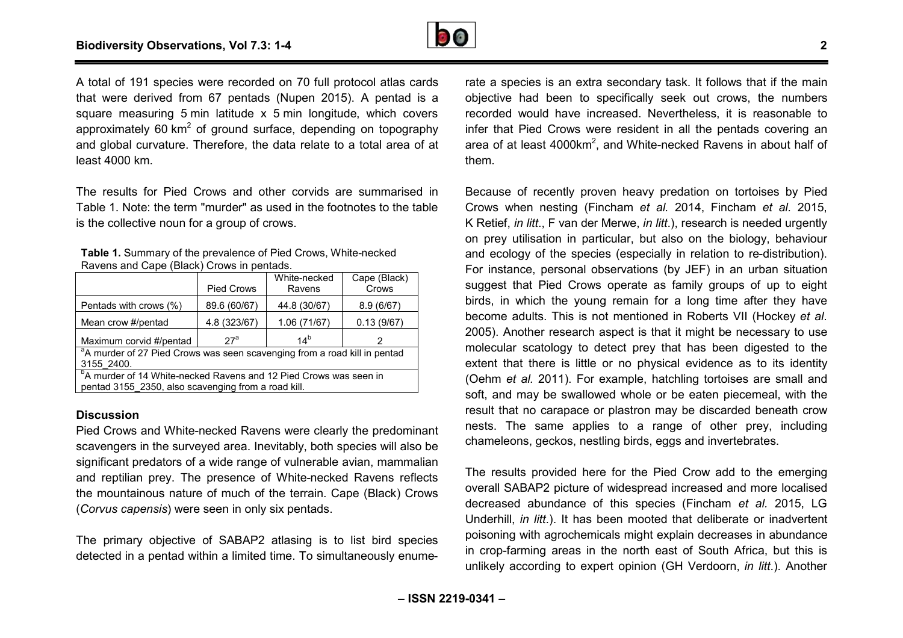A total of 191 species were recorded on 70 full protocol atlas cards that were derived from 67 pentads (Nupen 2015). A pentad is a square measuring 5 min latitude x 5 min longitude, which covers approximately 60 km$^2$ of ground surface, depending on topography and global curvature. Therefore, the data relate to a total area of at least 4000 km.

The results for Pied Crows and other corvids are summarised in Table 1. Note: the term "murder" as used in the footnotes to the table is the collective noun for a group of crows.

**Table 1.** Summary of the prevalence of Pied Crows, White-necked Ravens and Cape (Black) Crows in pentads.

| | Pied Crows | White-necked Ravens | Cape (Black) Crows |
|---|---|---|---|
| Pentads with crows (%) | 89.6 (60/67) | 44.8 (30/67) | 8.9 (6/67) |
| Mean crow #/pentad | 4.8 (323/67) | 1.06 (71/67) | 0.13 (9/67) |
| Maximum corvid #/pentad | 27[a] | 14[b] | 2 |

[a]A murder of 27 Pied Crows was seen scavenging from a road kill in pentad 3155_2400.

[b]A murder of 14 White-necked Ravens and 12 Pied Crows was seen in pentad 3155_2350, also scavenging from a road kill.

## Discussion

Pied Crows and White-necked Ravens were clearly the predominant scavengers in the surveyed area. Inevitably, both species will also be significant predators of a wide range of vulnerable avian, mammalian and reptilian prey. The presence of White-necked Ravens reflects the mountainous nature of much of the terrain. Cape (Black) Crows (*Corvus capensis*) were seen in only six pentads.

The primary objective of SABAP2 atlasing is to list bird species detected in a pentad within a limited time. To simultaneously enumerate a species is an extra secondary task. It follows that if the main objective had been to specifically seek out crows, the numbers recorded would have increased. Nevertheless, it is reasonable to infer that Pied Crows were resident in all the pentads covering an area of at least 4000km$^2$, and White-necked Ravens in about half of them.

Because of recently proven heavy predation on tortoises by Pied Crows when nesting (Fincham *et al.* 2014, Fincham *et al.* 2015, K Retief, *in litt*., F van der Merwe, *in litt*.), research is needed urgently on prey utilisation in particular, but also on the biology, behaviour and ecology of the species (especially in relation to re-distribution). For instance, personal observations (by JEF) in an urban situation suggest that Pied Crows operate as family groups of up to eight birds, in which the young remain for a long time after they have become adults. This is not mentioned in Roberts VII (Hockey *et al.* 2005). Another research aspect is that it might be necessary to use molecular scatology to detect prey that has been digested to the extent that there is little or no physical evidence as to its identity (Oehm *et al.* 2011). For example, hatchling tortoises are small and soft, and may be swallowed whole or be eaten piecemeal, with the result that no carapace or plastron may be discarded beneath crow nests. The same applies to a range of other prey, including chameleons, geckos, nestling birds, eggs and invertebrates.

The results provided here for the Pied Crow add to the emerging overall SABAP2 picture of widespread increased and more localised decreased abundance of this species (Fincham *et al.* 2015, LG Underhill, *in litt.*). It has been mooted that deliberate or inadvertent poisoning with agrochemicals might explain decreases in abundance in crop-farming areas in the north east of South Africa, but this is unlikely according to expert opinion (GH Verdoorn, *in litt.*). Another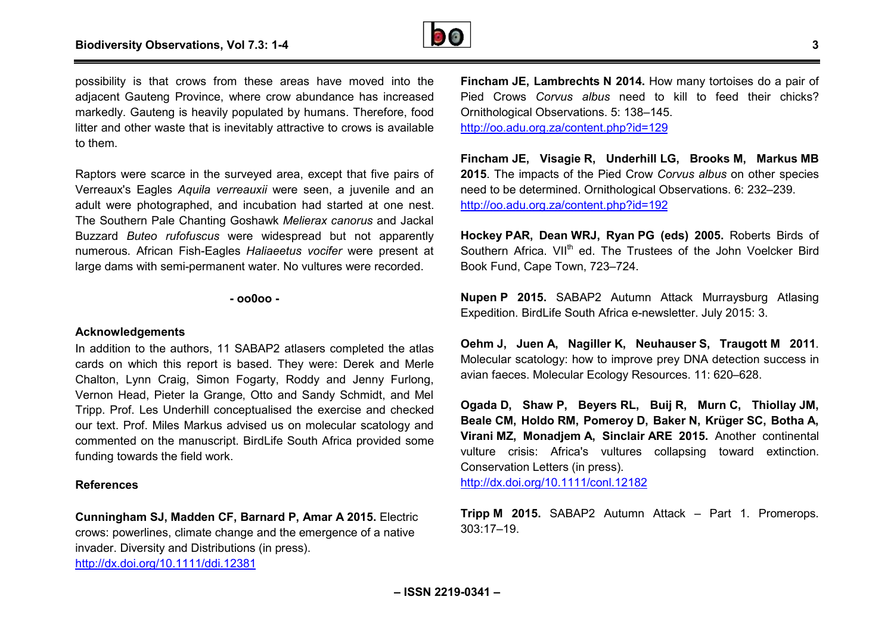possibility is that crows from these areas have moved into the adjacent Gauteng Province, where crow abundance has increased markedly. Gauteng is heavily populated by humans. Therefore, food litter and other waste that is inevitably attractive to crows is available to them.

Raptors were scarce in the surveyed area, except that five pairs of Verreaux's Eagles *Aquila verreauxii* were seen, a juvenile and an adult were photographed, and incubation had started at one nest. The Southern Pale Chanting Goshawk *Melierax canorus* and Jackal Buzzard *Buteo rufofuscus* were widespread but not apparently numerous. African Fish-Eagles *Haliaeetus vocifer* were present at large dams with semi-permanent water. No vultures were recorded.

**- oo0oo -**

## Acknowledgements

In addition to the authors, 11 SABAP2 atlasers completed the atlas cards on which this report is based. They were: Derek and Merle Chalton, Lynn Craig, Simon Fogarty, Roddy and Jenny Furlong, Vernon Head, Pieter la Grange, Otto and Sandy Schmidt, and Mel Tripp. Prof. Les Underhill conceptualised the exercise and checked our text. Prof. Miles Markus advised us on molecular scatology and commented on the manuscript. BirdLife South Africa provided some funding towards the field work.

## References

**Cunningham SJ, Madden CF, Barnard P, Amar A 2015.** Electric crows: powerlines, climate change and the emergence of a native invader. Diversity and Distributions (in press). http://dx.doi.org/10.1111/ddi.12381

**Fincham JE, Lambrechts N 2014.** How many tortoises do a pair of Pied Crows *Corvus albus* need to kill to feed their chicks? Ornithological Observations. 5: 138–145. http://oo.adu.org.za/content.php?id=129

**Fincham JE, Visagie R, Underhill LG, Brooks M, Markus MB 2015**. The impacts of the Pied Crow *Corvus albus* on other species need to be determined. Ornithological Observations. 6: 232–239. http://oo.adu.org.za/content.php?id=192

**Hockey PAR, Dean WRJ, Ryan PG (eds) 2005.** Roberts Birds of Southern Africa. VII[th] ed. The Trustees of the John Voelcker Bird Book Fund, Cape Town, 723–724.

**Nupen P 2015.** SABAP2 Autumn Attack Murraysburg Atlasing Expedition. BirdLife South Africa e-newsletter. July 2015: 3.

**Oehm J, Juen A, Nagiller K, Neuhauser S, Traugott M 2011**. Molecular scatology: how to improve prey DNA detection success in avian faeces. Molecular Ecology Resources. 11: 620–628.

**Ogada D, Shaw P, Beyers RL, Buij R, Murn C, Thiollay JM, Beale CM, Holdo RM, Pomeroy D, Baker N, Krüger SC, Botha A, Virani MZ, Monadjem A, Sinclair ARE 2015.** Another continental vulture crisis: Africa's vultures collapsing toward extinction. Conservation Letters (in press). http://dx.doi.org/10.1111/conl.12182

**Tripp M 2015.** SABAP2 Autumn Attack – Part 1. Promerops. 303:17–19.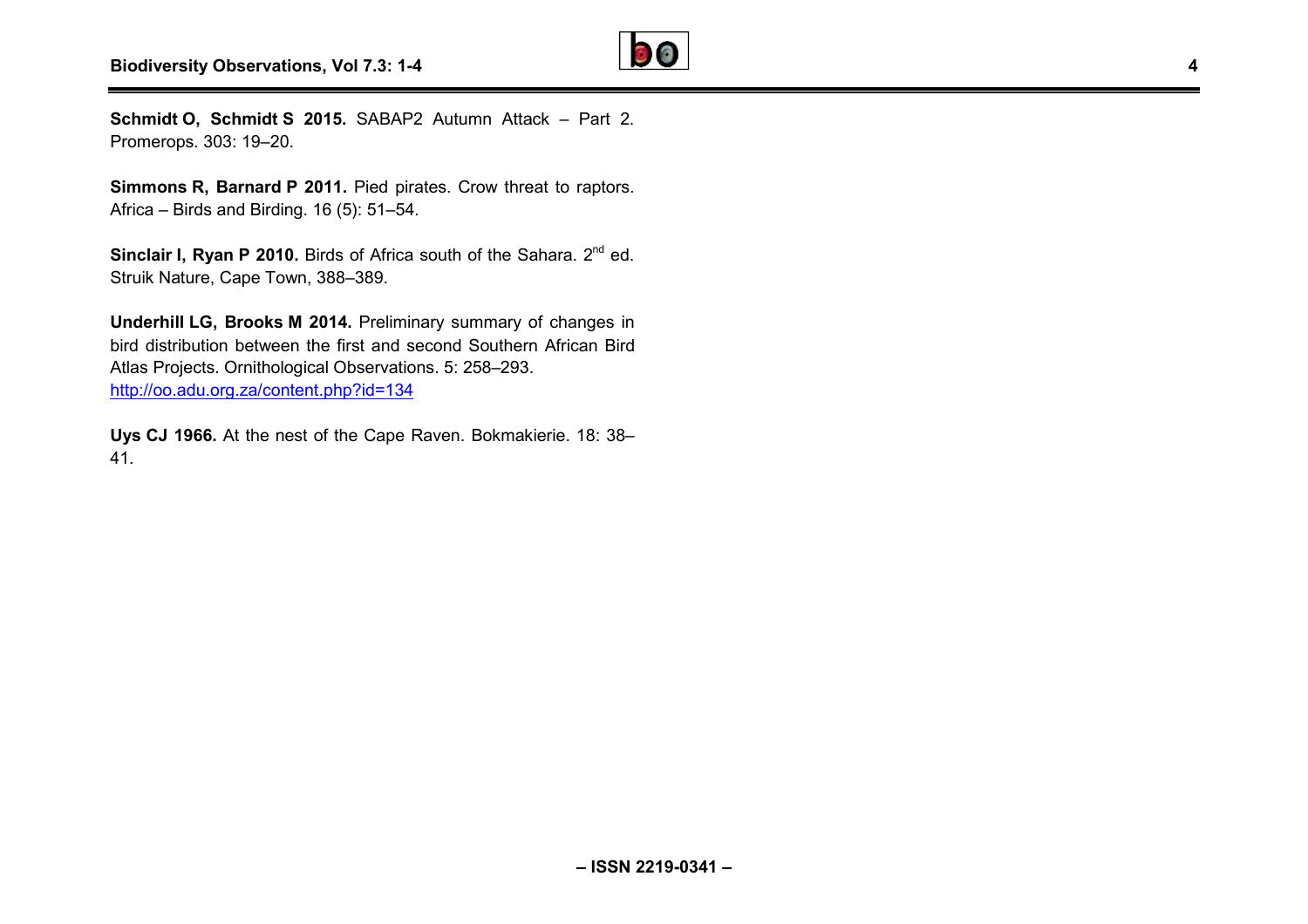**Schmidt O, Schmidt S 2015.** SABAP2 Autumn Attack – Part 2. Promerops. 303: 19–20.

**Simmons R, Barnard P 2011.** Pied pirates. Crow threat to raptors. Africa – Birds and Birding. 16 (5): 51–54.

**Sinclair I, Ryan P 2010.** Birds of Africa south of the Sahara. 2nd ed. Struik Nature, Cape Town, 388–389.

**Underhill LG, Brooks M 2014.** Preliminary summary of changes in bird distribution between the first and second Southern African Bird Atlas Projects. Ornithological Observations. 5: 258–293. http://oo.adu.org.za/content.php?id=134

**Uys CJ 1966.** At the nest of the Cape Raven. Bokmakierie. 18: 38–41.